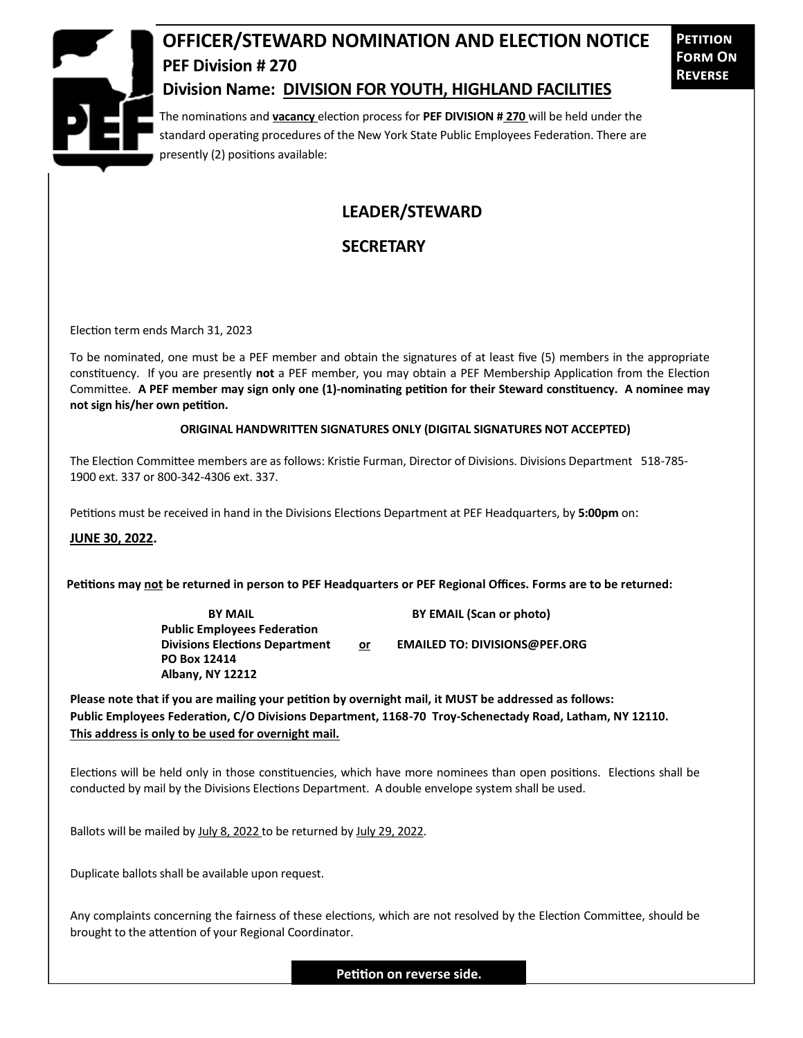# OFFICER/STEWARD NOMINATION AND ELECTION NOTICE

**Petition Form On Reverse**

## PEF Division # 270

## Division Name: DIVISION FOR YOUTH, HIGHLAND FACILITIES

The nominations and **vacancy** election process for **PEF DIVISION # 270** will be held under the standard operating procedures of the New York State Public Employees Federation. There are presently (2) positions available:

**LEADER/STEWARD**

**SECRETARY**

Election term ends March 31, 2023

To be nominated, one must be a PEF member and obtain the signatures of at least five (5) members in the appropriate constituency. If you are presently **not** a PEF member, you may obtain a PEF Membership Application from the Election Committee. **A PEF member may sign only one (1)-nominating petition for their Steward constituency. A nominee may not sign his/her own petition.**

**ORIGINAL HANDWRITTEN SIGNATURES ONLY (DIGITAL SIGNATURES NOT ACCEPTED)**

The Election Committee members are as follows: Kristie Furman, Director of Divisions. Divisions Department 518-785-1900 ext. 337 or 800-342-4306 ext. 337.

Petitions must be received in hand in the Divisions Elections Department at PEF Headquarters, by **5:00pm** on:

**JUNE 30, 2022.**

**Petitions may not be returned in person to PEF Headquarters or PEF Regional Offices. Forms are to be returned:**

**BY MAIL**
**Public Employees Federation**
**Divisions Elections Department**
**PO Box 12414**
**Albany, NY 12212**

**or**

**BY EMAIL (Scan or photo)**
**EMAILED TO: DIVISIONS@PEF.ORG**

**Please note that if you are mailing your petition by overnight mail, it MUST be addressed as follows: Public Employees Federation, C/O Divisions Department, 1168-70 Troy-Schenectady Road, Latham, NY 12110. This address is only to be used for overnight mail.**

Elections will be held only in those constituencies, which have more nominees than open positions. Elections shall be conducted by mail by the Divisions Elections Department. A double envelope system shall be used.

Ballots will be mailed by July 8, 2022 to be returned by July 29, 2022.

Duplicate ballots shall be available upon request.

Any complaints concerning the fairness of these elections, which are not resolved by the Election Committee, should be brought to the attention of your Regional Coordinator.

**Petition on reverse side.**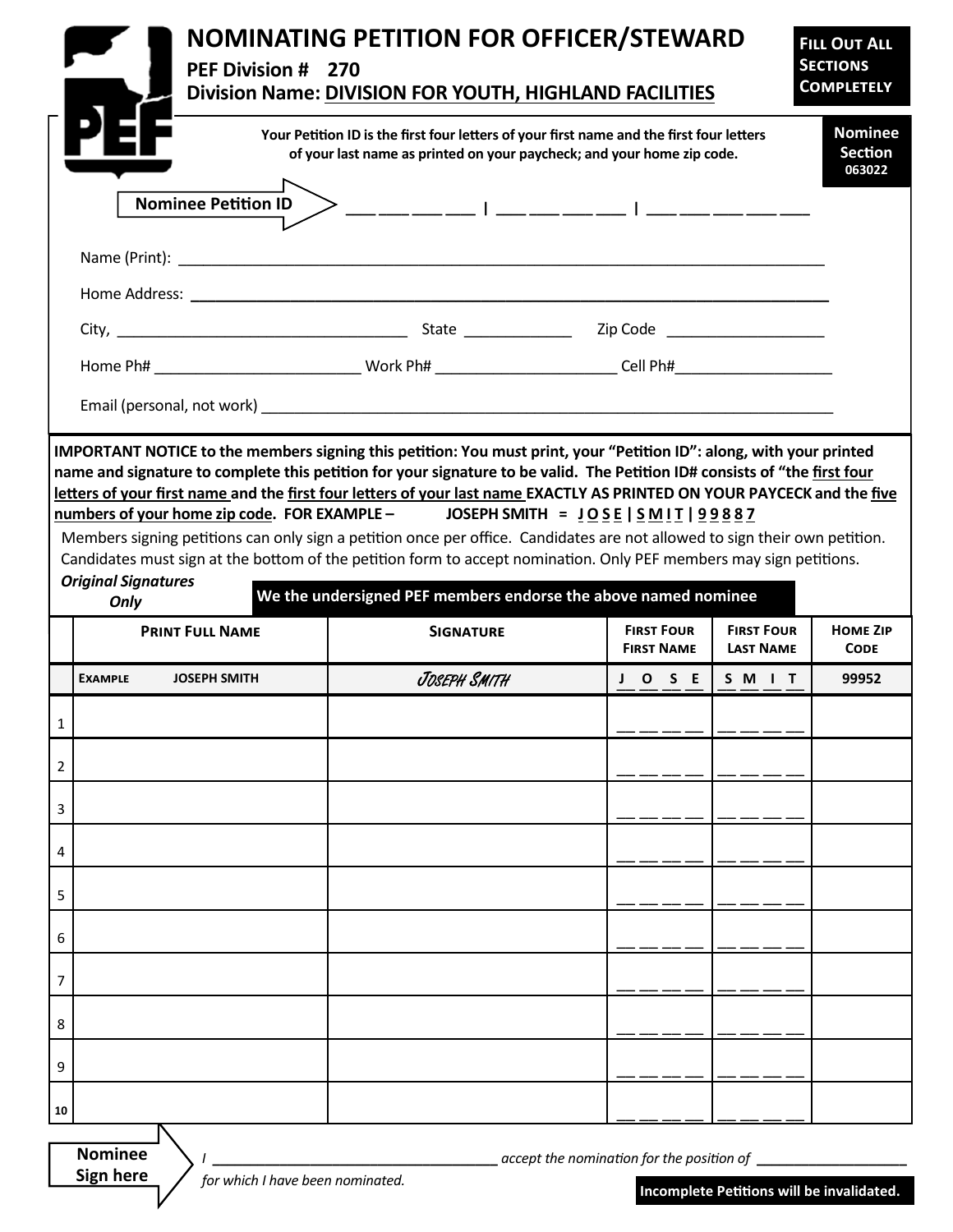# NOMINATING PETITION FOR OFFICER/STEWARD

**PEF Division # 270**
**Division Name: DIVISION FOR YOUTH, HIGHLAND FACILITIES**

**Fill Out All Sections Completely**

**Nominee Section**
063022

**Your Petition ID is the first four letters of your first name and the first four letters of your last name as printed on your paycheck; and your home zip code.**

**Nominee Petition ID** ___ ___ ___ ___ | ___ ___ ___ ___ | ___ ___ ___ ___ ___

Name (Print): ______________________________________________

Home Address: ______________________________________________

City, ______________________ State __________ Zip Code ______________

Home Ph# ________________ Work Ph# ________________ Cell Ph#______________

Email (personal, not work) ______________________________________________

**IMPORTANT NOTICE to the members signing this petition: You must print, your "Petition ID": along, with your printed name and signature to complete this petition for your signature to be valid. The Petition ID# consists of "the first four letters of your first name and the first four letters of your last name EXACTLY AS PRINTED ON YOUR PAYCECK and the five numbers of your home zip code. FOR EXAMPLE – JOSEPH SMITH = J O S E | S M I T | 9 9 8 8 7**

Members signing petitions can only sign a petition once per office. Candidates are not allowed to sign their own petition. Candidates must sign at the bottom of the petition form to accept nomination. Only PEF members may sign petitions.

***Original Signatures Only***

**We the undersigned PEF members endorse the above named nominee**

| | Print Full Name | Signature | First Four First Name | First Four Last Name | Home Zip Code |
|---|---|---|---|---|---|
| | EXAMPLE JOSEPH SMITH | *Joseph Smith* | J O S E | S M I T | 99952 |
| 1 | | | __ __ __ __ | __ __ __ __ | |
| 2 | | | __ __ __ __ | __ __ __ __ | |
| 3 | | | __ __ __ __ | __ __ __ __ | |
| 4 | | | __ __ __ __ | __ __ __ __ | |
| 5 | | | __ __ __ __ | __ __ __ __ | |
| 6 | | | __ __ __ __ | __ __ __ __ | |
| 7 | | | __ __ __ __ | __ __ __ __ | |
| 8 | | | __ __ __ __ | __ __ __ __ | |
| 9 | | | __ __ __ __ | __ __ __ __ | |
| 10 | | | __ __ __ __ | __ __ __ __ | |

**Nominee Sign here**

*I ______________________________ accept the nomination for the position of ______________ for which I have been nominated.*

**Incomplete Petitions will be invalidated.**